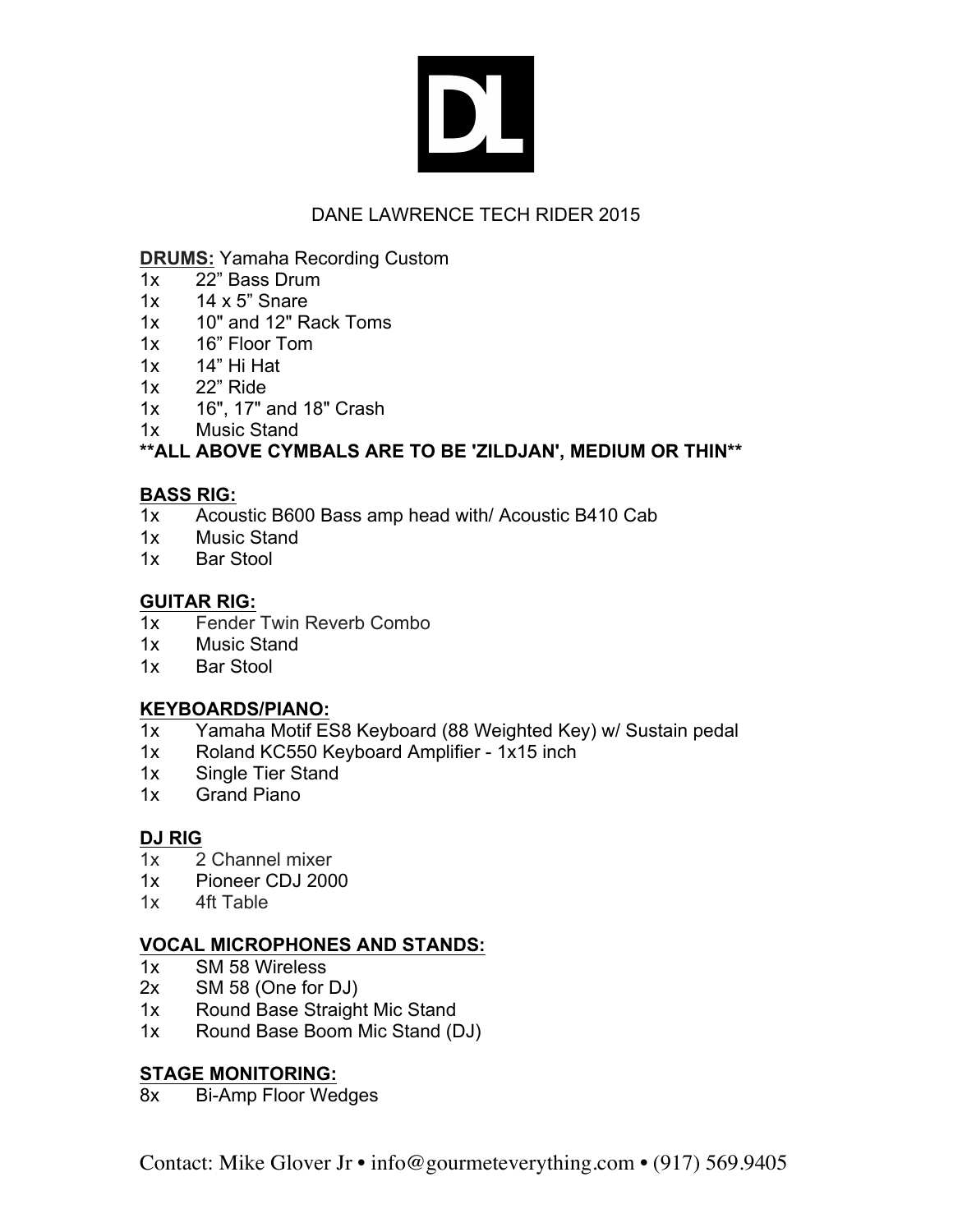# DL

## DANE LAWRENCE TECH RIDER 2015

**DRUMS:** Yamaha Recording Custom

1x 22" Bass Drum
1x 14 x 5" Snare
1x 10" and 12" Rack Toms
1x 16" Floor Tom
1x 14" Hi Hat
1x 22" Ride
1x 16", 17" and 18" Crash
1x Music Stand

**\*\*ALL ABOVE CYMBALS ARE TO BE 'ZILDJAN', MEDIUM OR THIN\*\***

**BASS RIG:**

1x Acoustic B600 Bass amp head with/ Acoustic B410 Cab
1x Music Stand
1x Bar Stool

**GUITAR RIG:**

1x Fender Twin Reverb Combo
1x Music Stand
1x Bar Stool

**KEYBOARDS/PIANO:**

1x Yamaha Motif ES8 Keyboard (88 Weighted Key) w/ Sustain pedal
1x Roland KC550 Keyboard Amplifier - 1x15 inch
1x Single Tier Stand
1x Grand Piano

**DJ RIG**

1x 2 Channel mixer
1x Pioneer CDJ 2000
1x 4ft Table

**VOCAL MICROPHONES AND STANDS:**

1x SM 58 Wireless
2x SM 58 (One for DJ)
1x Round Base Straight Mic Stand
1x Round Base Boom Mic Stand (DJ)

**STAGE MONITORING:**

8x Bi-Amp Floor Wedges

Contact: Mike Glover Jr • info@gourmeteverything.com • (917) 569.9405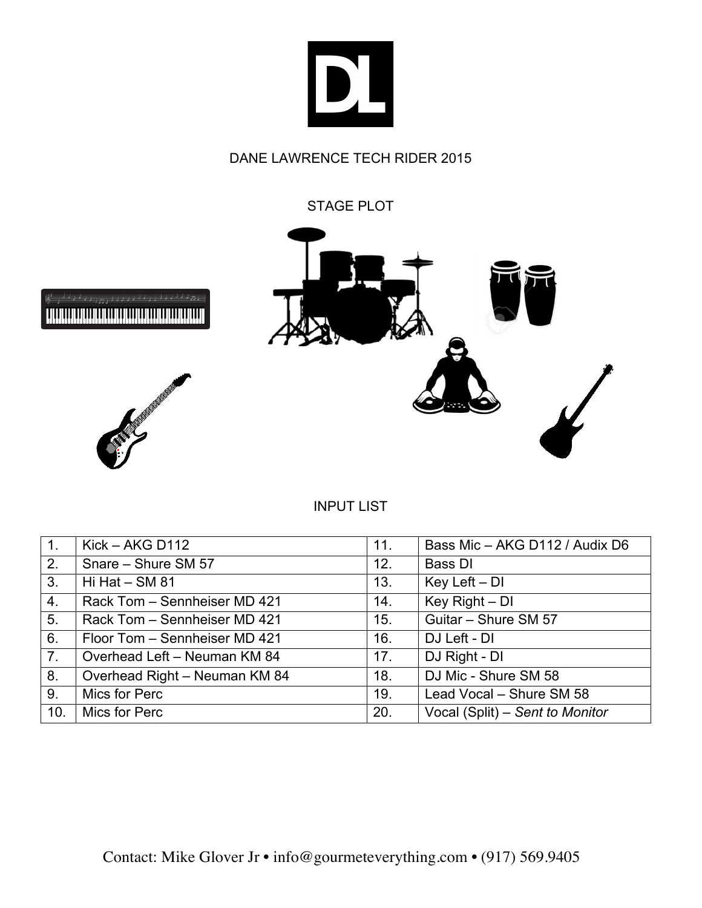DL

DANE LAWRENCE TECH RIDER 2015

STAGE PLOT

INPUT LIST

| | | | |
|---|---|---|---|
| 1. | Kick – AKG D112 | 11. | Bass Mic – AKG D112 / Audix D6 |
| 2. | Snare – Shure SM 57 | 12. | Bass DI |
| 3. | Hi Hat – SM 81 | 13. | Key Left – DI |
| 4. | Rack Tom – Sennheiser MD 421 | 14. | Key Right – DI |
| 5. | Rack Tom – Sennheiser MD 421 | 15. | Guitar – Shure SM 57 |
| 6. | Floor Tom – Sennheiser MD 421 | 16. | DJ Left - DI |
| 7. | Overhead Left – Neuman KM 84 | 17. | DJ Right - DI |
| 8. | Overhead Right – Neuman KM 84 | 18. | DJ Mic - Shure SM 58 |
| 9. | Mics for Perc | 19. | Lead Vocal – Shure SM 58 |
| 10. | Mics for Perc | 20. | Vocal (Split) – *Sent to Monitor* |

Contact: Mike Glover Jr • info@gourmeteverything.com • (917) 569.9405